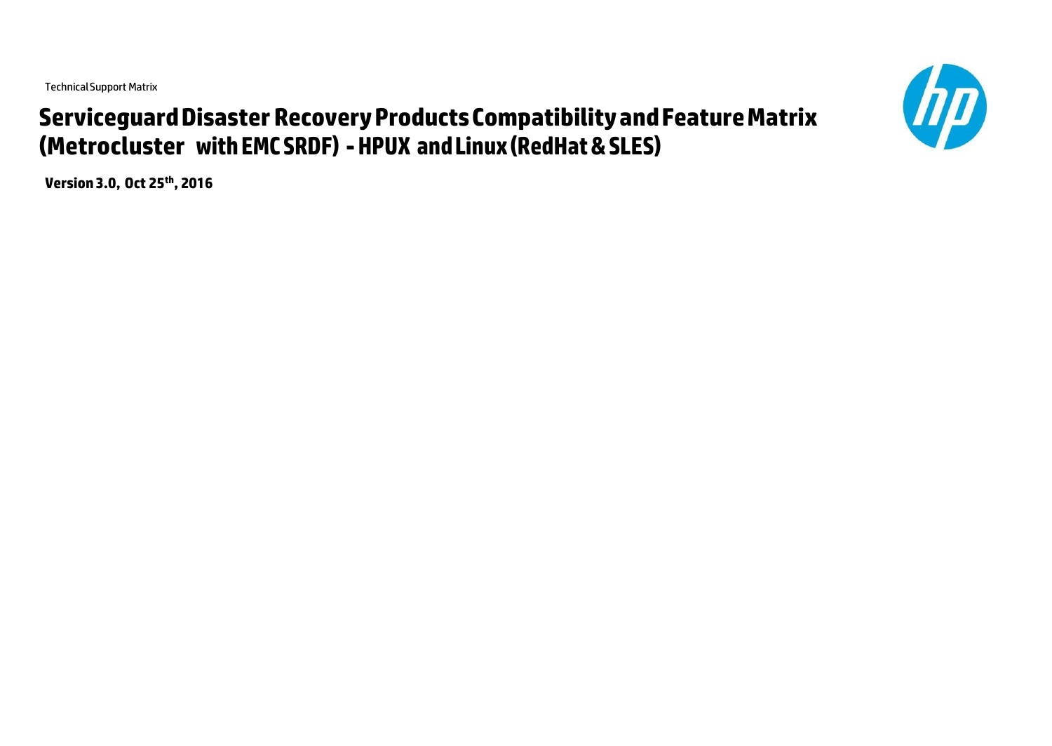Technical Support Matrix

# Serviceguard Disaster Recovery Products Compatibility and Feature Matrix (Metrocluster with EMC SRDF) - HPUX and Linux (RedHat & SLES)

**Version 3.0, Oct 25th, 2016**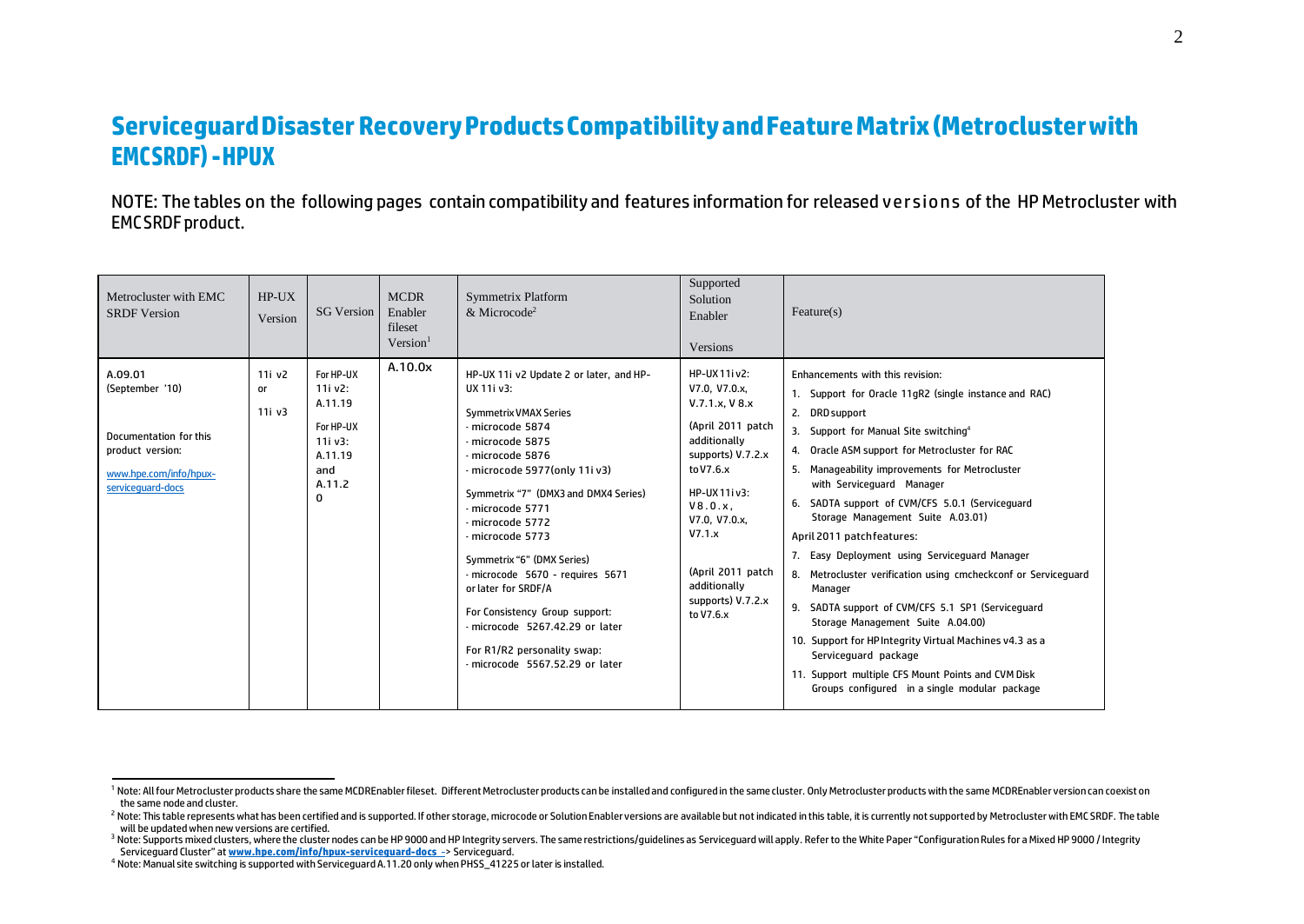# Serviceguard Disaster Recovery Products Compatibility and Feature Matrix (Metrocluster with EMC SRDF) - HPUX

NOTE: The tables on the following pages contain compatibility and features information for released versions of the HP Metrocluster with EMC SRDF product.

| Metrocluster with EMC SRDF Version | HP-UX Version | SG Version | MCDR Enabler fileset Version[1] | Symmetrix Platform & Microcode[2] | Supported Solution Enabler Versions | Feature(s) |
|---|---|---|---|---|---|---|
| A.09.01<br>(September '10)<br><br>Documentation for this product version:<br>www.hpe.com/info/hpux-serviceguard-docs | 11i v2 or 11i v3 | For HP-UX 11i v2: A.11.19<br>For HP-UX 11i v3: A.11.19 and A.11.20 | A.10.0x | HP-UX 11i v2 Update 2 or later, and HP-UX 11i v3:<br><br>Symmetrix VMAX Series<br>- microcode 5874<br>- microcode 5875<br>- microcode 5876<br>- microcode 5977(only 11i v3)<br><br>Symmetrix "7" (DMX3 and DMX4 Series)<br>- microcode 5771<br>- microcode 5772<br>- microcode 5773<br><br>Symmetrix "6" (DMX Series)<br>- microcode 5670 - requires 5671 or later for SRDF/A<br><br>For Consistency Group support:<br>- microcode 5267.42.29 or later<br><br>For R1/R2 personality swap:<br>- microcode 5567.52.29 or later | HP-UX 11i v2:<br>V7.0, V7.0.x, V.7.1.x, V 8.x<br><br>(April 2011 patch additionally supports) V.7.2.x to V7.6.x<br><br>HP-UX 11i v3:<br>V8.0.x, V7.0, V7.0.x, V7.1.x<br><br>(April 2011 patch additionally supports) V.7.2.x to V7.6.x | Enhancements with this revision:<br>1. Support for Oracle 11gR2 (single instance and RAC)<br>2. DRD support<br>3. Support for Manual Site switching[4]<br>4. Oracle ASM support for Metrocluster for RAC<br>5. Manageability improvements for Metrocluster with Serviceguard Manager<br>6. SADTA support of CVM/CFS 5.0.1 (Serviceguard Storage Management Suite A.03.01)<br>April 2011 patch features:<br>7. Easy Deployment using Serviceguard Manager<br>8. Metrocluster verification using cmcheckconf or Serviceguard Manager<br>9. SADTA support of CVM/CFS 5.1 SP1 (Serviceguard Storage Management Suite A.04.00)<br>10. Support for HP Integrity Virtual Machines v4.3 as a Serviceguard package<br>11. Support multiple CFS Mount Points and CVM Disk Groups configured in a single modular package |

[1] Note: All four Metrocluster products share the same MCDREnabler fileset. Different Metrocluster products can be installed and configured in the same cluster. Only Metrocluster products with the same MCDREnabler version can coexist on the same node and cluster.

[2] Note: This table represents what has been certified and is supported. If other storage, microcode or Solution Enabler versions are available but not indicated in this table, it is currently not supported by Metrocluster with EMC SRDF. The table will be updated when new versions are certified.

[3] Note: Supports mixed clusters, where the cluster nodes can be HP 9000 and HP Integrity servers. The same restrictions/guidelines as Serviceguard will apply. Refer to the White Paper "Configuration Rules for a Mixed HP 9000 / Integrity Serviceguard Cluster" at **www.hpe.com/info/hpux-serviceguard-docs** -> Serviceguard.

[4] Note: Manual site switching is supported with Serviceguard A.11.20 only when PHSS_41225 or later is installed.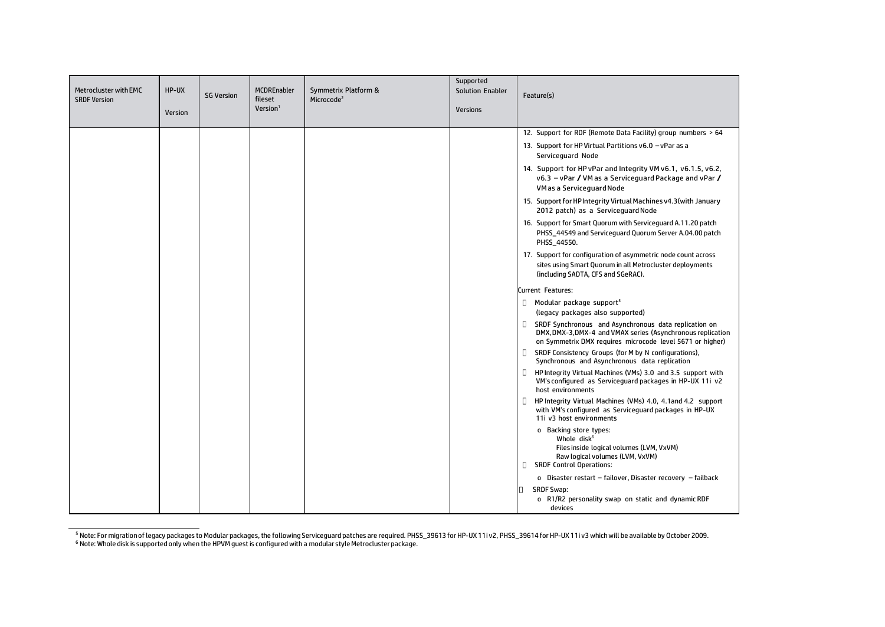| Metrocluster with EMC SRDF Version | HP-UX Version | SG Version | MCDREnabler fileset Version[1] | Symmetrix Platform & Microcode[2] | Supported Solution Enabler Versions | Feature(s) |
|---|---|---|---|---|---|---|
| | | | | | | 12. Support for RDF (Remote Data Facility) group numbers > 64<br>13. Support for HP Virtual Partitions v6.0 – vPar as a Serviceguard Node<br>14. Support for HP vPar and Integrity VM v6.1, v6.1.5, v6.2, v6.3 – vPar / VM as a Serviceguard Package and vPar / VM as a Serviceguard Node<br>15. Support for HP Integrity Virtual Machines v4.3(with January 2012 patch) as a Serviceguard Node<br>16. Support for Smart Quorum with Serviceguard A.11.20 patch PHSS_44549 and Serviceguard Quorum Server A.04.00 patch PHSS_44550.<br>17. Support for configuration of asymmetric node count across sites using Smart Quorum in all Metrocluster deployments (including SADTA, CFS and SGeRAC).<br><br>Current Features:<br>• Modular package support[5] (legacy packages also supported)<br>• SRDF Synchronous and Asynchronous data replication on DMX, DMX-3, DMX-4 and VMAX series (Asynchronous replication on Symmetrix DMX requires microcode level 5671 or higher)<br>• SRDF Consistency Groups (for M by N configurations), Synchronous and Asynchronous data replication<br>• HP Integrity Virtual Machines (VMs) 3.0 and 3.5 support with VM's configured as Serviceguard packages in HP-UX 11i v2 host environments<br>• HP Integrity Virtual Machines (VMs) 4.0, 4.1and 4.2 support with VM's configured as Serviceguard packages in HP-UX 11i v3 host environments<br>  o Backing store types:<br>    Whole disk[6]<br>    Files inside logical volumes (LVM, VxVM)<br>    Raw logical volumes (LVM, VxVM)<br>• SRDF Control Operations:<br>  o Disaster restart – failover, Disaster recovery – failback<br>• SRDF Swap:<br>  o R1/R2 personality swap on static and dynamic RDF devices |

[5] Note: For migration of legacy packages to Modular packages, the following Serviceguard patches are required. PHSS_39613 for HP-UX 11i v2, PHSS_39614 for HP-UX 11i v3 which will be available by October 2009.

[6] Note: Whole disk is supported only when the HPVM guest is configured with a modular style Metrocluster package.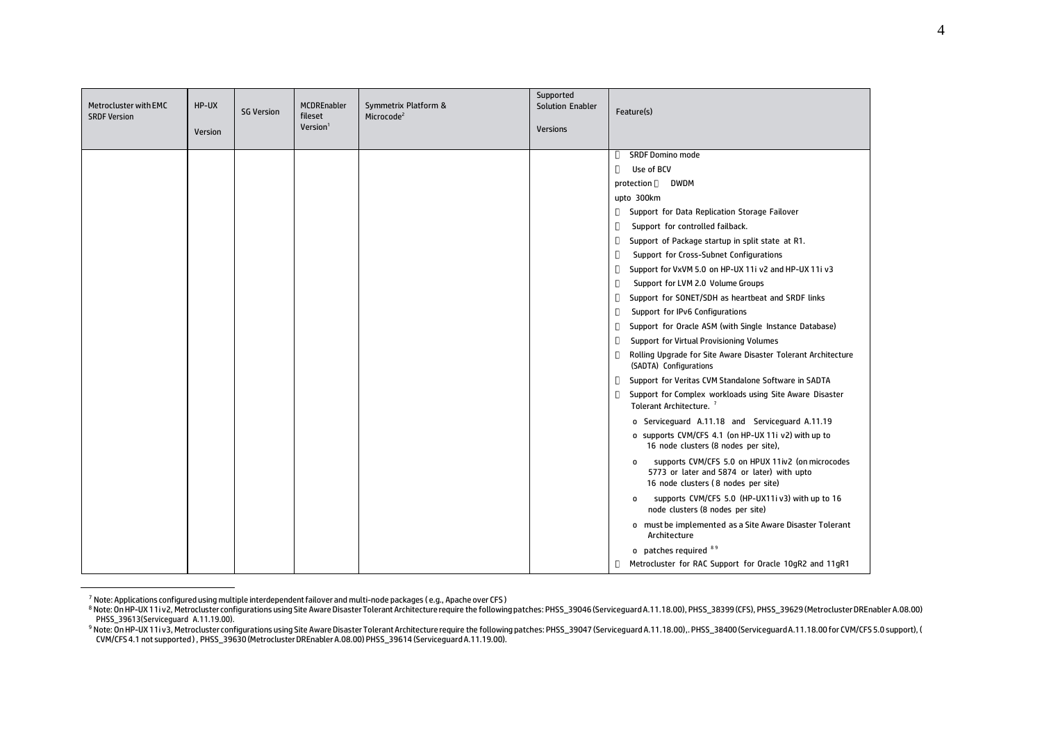| Metrocluster with EMC SRDF Version | HP-UX Version | SG Version | MCDREnabler fileset Version[1] | Symmetrix Platform & Microcode[2] | Supported Solution Enabler Versions | Feature(s) |
|---|---|---|---|---|---|---|
| | | | | | | • SRDF Domino mode<br>• Use of BCV protection • DWDM upto 300km<br>• Support for Data Replication Storage Failover<br>• Support for controlled failback.<br>• Support of Package startup in split state at R1.<br>• Support for Cross-Subnet Configurations<br>• Support for VxVM 5.0 on HP-UX 11i v2 and HP-UX 11i v3<br>• Support for LVM 2.0 Volume Groups<br>• Support for SONET/SDH as heartbeat and SRDF links<br>• Support for IPv6 Configurations<br>• Support for Oracle ASM (with Single Instance Database)<br>• Support for Virtual Provisioning Volumes<br>• Rolling Upgrade for Site Aware Disaster Tolerant Architecture (SADTA) Configurations<br>• Support for Veritas CVM Standalone Software in SADTA<br>• Support for Complex workloads using Site Aware Disaster Tolerant Architecture. [7]<br>o Serviceguard A.11.18 and Serviceguard A.11.19<br>o supports CVM/CFS 4.1 (on HP-UX 11i v2) with up to 16 node clusters (8 nodes per site),<br>o supports CVM/CFS 5.0 on HPUX 11iv2 (on microcodes 5773 or later and 5874 or later) with upto 16 node clusters ( 8 nodes per site)<br>o supports CVM/CFS 5.0 (HP-UX11i v3) with up to 16 node clusters (8 nodes per site)<br>o must be implemented as a Site Aware Disaster Tolerant Architecture<br>o patches required [8 9]<br>• Metrocluster for RAC Support for Oracle 10gR2 and 11gR1 |

[7] Note: Applications configured using multiple interdependent failover and multi-node packages ( e.g., Apache over CFS )

[8] Note: On HP-UX 11i v2, Metrocluster configurations using Site Aware Disaster Tolerant Architecture require the following patches: PHSS_39046 (Serviceguard A.11.18.00), PHSS_38399 (CFS), PHSS_39629 (Metrocluster DREnabler A.08.00) PHSS_39613(Serviceguard A.11.19.00).

[9] Note: On HP-UX 11i v3, Metrocluster configurations using Site Aware Disaster Tolerant Architecture require the following patches: PHSS_39047 (Serviceguard A.11.18.00),. PHSS_38400 (Serviceguard A.11.18.00 for CVM/CFS 5.0 support), ( CVM/CFS 4.1 not supported ) , PHSS_39630 (Metrocluster DREnabler A.08.00) PHSS_39614 (Serviceguard A.11.19.00).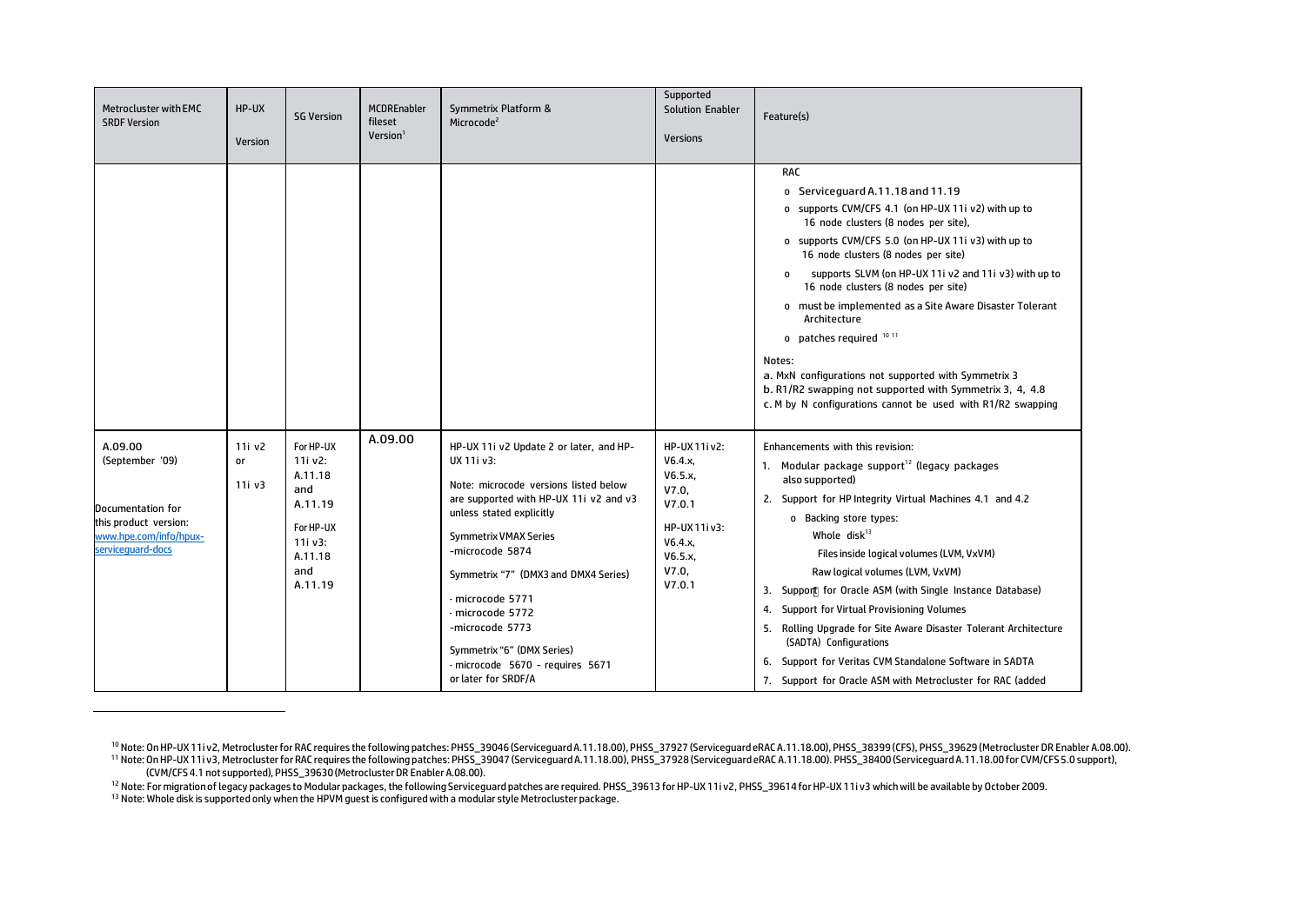| Metrocluster with EMC SRDF Version | HP-UX Version | SG Version | MCDREnabler fileset Version[1] | Symmetrix Platform & Microcode[2] | Supported Solution Enabler Versions | Feature(s) |
|---|---|---|---|---|---|---|
| | | | | | | RAC<br>o Serviceguard A.11.18 and 11.19<br>o supports CVM/CFS 4.1 (on HP-UX 11i v2) with up to 16 node clusters (8 nodes per site),<br>o supports CVM/CFS 5.0 (on HP-UX 11i v3) with up to 16 node clusters (8 nodes per site)<br>o supports SLVM (on HP-UX 11i v2 and 11i v3) with up to 16 node clusters (8 nodes per site)<br>o must be implemented as a Site Aware Disaster Tolerant Architecture<br>o patches required [10 11]<br><br>Notes:<br>a. MxN configurations not supported with Symmetrix 3<br>b. R1/R2 swapping not supported with Symmetrix 3, 4, 4.8<br>c. M by N configurations cannot be used with R1/R2 swapping |
| A.09.00 (September '09)<br><br>Documentation for this product version: www.hpe.com/info/hpux-serviceguard-docs | 11i v2 or 11i v3 | For HP-UX 11i v2: A.11.18 and A.11.19<br>For HP-UX 11i v3: A.11.18 and A.11.19 | A.09.00 | HP-UX 11i v2 Update 2 or later, and HP-UX 11i v3:<br><br>Note: microcode versions listed below are supported with HP-UX 11i v2 and v3 unless stated explicitly<br><br>Symmetrix VMAX Series<br>-microcode 5874<br><br>Symmetrix "7" (DMX3 and DMX4 Series)<br>- microcode 5771<br>- microcode 5772<br>-microcode 5773<br><br>Symmetrix "6" (DMX Series)<br>- microcode 5670 - requires 5671 or later for SRDF/A | HP-UX 11i v2:<br>V6.4.x,<br>V6.5.x,<br>V7.0,<br>V7.0.1<br><br>HP-UX 11i v3:<br>V6.4.x,<br>V6.5.x,<br>V7.0,<br>V7.0.1 | Enhancements with this revision:<br>1. Modular package support[12] (legacy packages also supported)<br>2. Support for HP Integrity Virtual Machines 4.1 and 4.2<br>o Backing store types:<br>Whole disk[13]<br>Files inside logical volumes (LVM, VxVM)<br>Raw logical volumes (LVM, VxVM)<br>3. Support for Oracle ASM (with Single Instance Database)<br>4. Support for Virtual Provisioning Volumes<br>5. Rolling Upgrade for Site Aware Disaster Tolerant Architecture (SADTA) Configurations<br>6. Support for Veritas CVM Standalone Software in SADTA<br>7. Support for Oracle ASM with Metrocluster for RAC (added |

[10] Note: On HP-UX 11i v2, Metrocluster for RAC requires the following patches: PHSS_39046 (Serviceguard A.11.18.00), PHSS_37927 (Serviceguard eRAC A.11.18.00), PHSS_38399 (CFS), PHSS_39629 (Metrocluster DR Enabler A.08.00).

[11] Note: On HP-UX 11i v3, Metrocluster for RAC requires the following patches: PHSS_39047 (Serviceguard A.11.18.00), PHSS_37928 (Serviceguard eRAC A.11.18.00). PHSS_38400 (Serviceguard A.11.18.00 for CVM/CFS 5.0 support), (CVM/CFS 4.1 not supported), PHSS_39630 (Metrocluster DR Enabler A.08.00).

[12] Note: For migration of legacy packages to Modular packages, the following Serviceguard patches are required. PHSS_39613 for HP-UX 11i v2, PHSS_39614 for HP-UX 11i v3 which will be available by October 2009.

[13] Note: Whole disk is supported only when the HPVM guest is configured with a modular style Metrocluster package.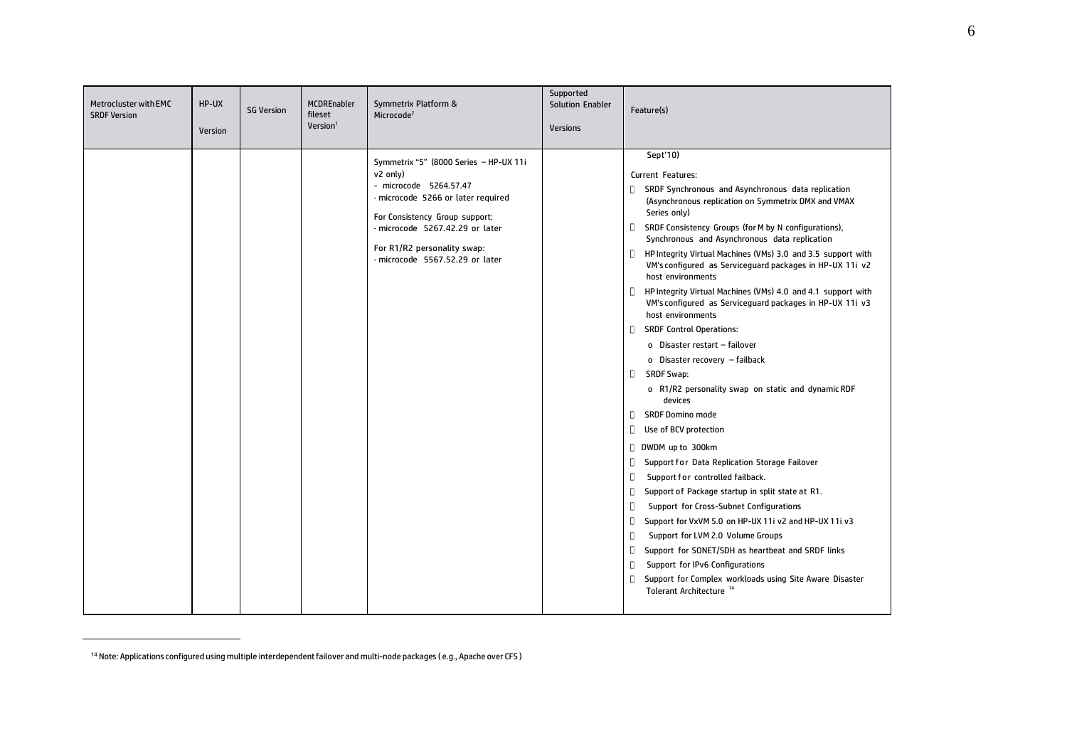| Metrocluster with EMC SRDF Version | HP-UX Version | SG Version | MCDREnabler fileset Version[1] | Symmetrix Platform & Microcode[2] | Supported Solution Enabler Versions | Feature(s) |
|---|---|---|---|---|---|---|
| | | | | Symmetrix "5" (8000 Series – HP-UX 11i v2 only)<br>- microcode 5264.57.47<br>- microcode 5266 or later required<br><br>For Consistency Group support:<br>- microcode 5267.42.29 or later<br><br>For R1/R2 personality swap:<br>- microcode 5567.52.29 or later | | Sept'10)<br><br>Current Features:<br>- SRDF Synchronous and Asynchronous data replication (Asynchronous replication on Symmetrix DMX and VMAX Series only)<br>- SRDF Consistency Groups (for M by N configurations), Synchronous and Asynchronous data replication<br>- HP Integrity Virtual Machines (VMs) 3.0 and 3.5 support with VM's configured as Serviceguard packages in HP-UX 11i v2 host environments<br>- HP Integrity Virtual Machines (VMs) 4.0 and 4.1 support with VM's configured as Serviceguard packages in HP-UX 11i v3 host environments<br>- SRDF Control Operations:<br>  o Disaster restart – failover<br>  o Disaster recovery – failback<br>- SRDF Swap:<br>  o R1/R2 personality swap on static and dynamic RDF devices<br>- SRDF Domino mode<br>- Use of BCV protection<br>- DWDM up to 300km<br>- Support for Data Replication Storage Failover<br>- Support for controlled failback.<br>- Support of Package startup in split state at R1.<br>- Support for Cross-Subnet Configurations<br>- Support for VxVM 5.0 on HP-UX 11i v2 and HP-UX 11i v3<br>- Support for LVM 2.0 Volume Groups<br>- Support for SONET/SDH as heartbeat and SRDF links<br>- Support for IPv6 Configurations<br>- Support for Complex workloads using Site Aware Disaster Tolerant Architecture [14] |

[14] Note: Applications configured using multiple interdependent failover and multi-node packages ( e.g., Apache over CFS )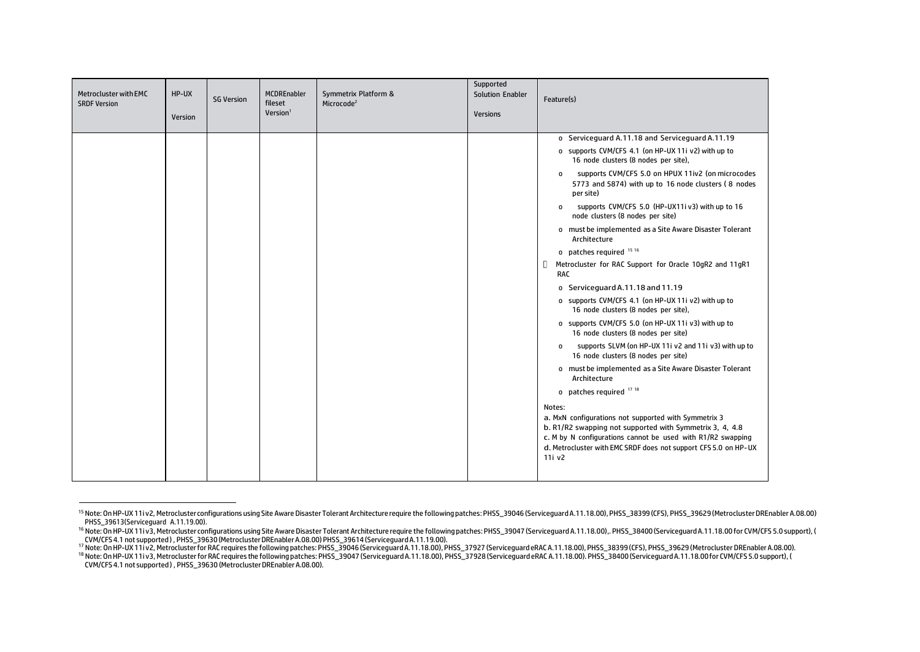| Metrocluster with EMC SRDF Version | HP-UX Version | SG Version | MCDREnabler fileset Version[1] | Symmetrix Platform & Microcode[2] | Supported Solution Enabler Versions | Feature(s) |
|---|---|---|---|---|---|---|
| | | | | | | o Serviceguard A.11.18 and Serviceguard A.11.19<br>o supports CVM/CFS 4.1 (on HP-UX 11i v2) with up to 16 node clusters (8 nodes per site),<br>o supports CVM/CFS 5.0 on HPUX 11iv2 (on microcodes 5773 and 5874) with up to 16 node clusters ( 8 nodes per site)<br>o supports CVM/CFS 5.0 (HP-UX11i v3) with up to 16 node clusters (8 nodes per site)<br>o must be implemented as a Site Aware Disaster Tolerant Architecture<br>o patches required [15] [16]<br>• Metrocluster for RAC Support for Oracle 10gR2 and 11gR1 RAC<br>o Serviceguard A.11.18 and 11.19<br>o supports CVM/CFS 4.1 (on HP-UX 11i v2) with up to 16 node clusters (8 nodes per site),<br>o supports CVM/CFS 5.0 (on HP-UX 11i v3) with up to 16 node clusters (8 nodes per site)<br>o supports SLVM (on HP-UX 11i v2 and 11i v3) with up to 16 node clusters (8 nodes per site)<br>o must be implemented as a Site Aware Disaster Tolerant Architecture<br>o patches required [17] [18]<br><br>Notes:<br>a. MxN configurations not supported with Symmetrix 3<br>b. R1/R2 swapping not supported with Symmetrix 3, 4, 4.8<br>c. M by N configurations cannot be used with R1/R2 swapping<br>d. Metrocluster with EMC SRDF does not support CFS 5.0 on HP-UX 11i v2 |

[15] Note: On HP-UX 11i v2, Metrocluster configurations using Site Aware Disaster Tolerant Architecture require the following patches: PHSS_39046 (Serviceguard A.11.18.00), PHSS_38399 (CFS), PHSS_39629 (Metrocluster DREnabler A.08.00) PHSS_39613(Serviceguard A.11.19.00).

[16] Note: On HP-UX 11i v3, Metrocluster configurations using Site Aware Disaster Tolerant Architecture require the following patches: PHSS_39047 (Serviceguard A.11.18.00),. PHSS_38400 (Serviceguard A.11.18.00 for CVM/CFS 5.0 support), ( CVM/CFS 4.1 not supported ) , PHSS_39630 (Metrocluster DREnabler A.08.00) PHSS_39614 (Serviceguard A.11.19.00).

[17] Note: On HP-UX 11i v2, Metrocluster for RAC requires the following patches: PHSS_39046 (Serviceguard A.11.18.00), PHSS_37927 (Serviceguard eRAC A.11.18.00), PHSS_38399 (CFS), PHSS_39629 (Metrocluster DREnabler A.08.00).

[18] Note: On HP-UX 11i v3, Metrocluster for RAC requires the following patches: PHSS_39047 (Serviceguard A.11.18.00), PHSS_37928 (Serviceguard eRAC A.11.18.00). PHSS_38400 (Serviceguard A.11.18.00 for CVM/CFS 5.0 support), ( CVM/CFS 4.1 not supported ) , PHSS_39630 (Metrocluster DREnabler A.08.00).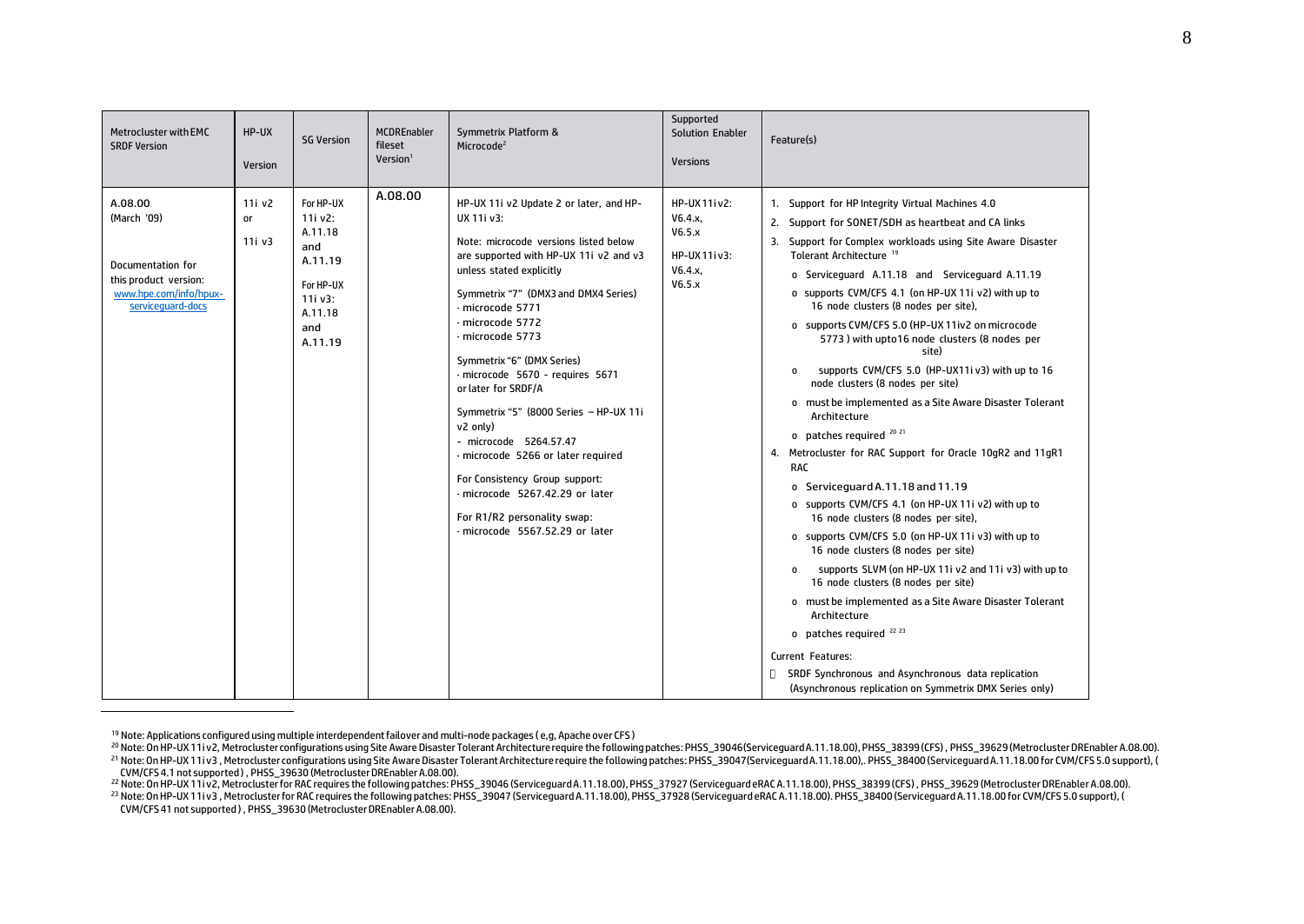| Metrocluster with EMC SRDF Version | HP-UX Version | SG Version | MCDREnabler fileset Version[1] | Symmetrix Platform & Microcode[2] | Supported Solution Enabler Versions | Feature(s) |
|---|---|---|---|---|---|---|
| A.08.00<br>(March '09)<br><br>Documentation for this product version: [www.hpe.com/info/hpux-serviceguard-docs](www.hpe.com/info/hpux-serviceguard-docs) | 11i v2 or 11i v3 | For HP-UX 11i v2: A.11.18 and A.11.19<br><br>For HP-UX 11i v3: A.11.18 and A.11.19 | A.08.00 | HP-UX 11i v2 Update 2 or later, and HP-UX 11i v3:<br><br>Note: microcode versions listed below are supported with HP-UX 11i v2 and v3 unless stated explicitly<br><br>Symmetrix "7" (DMX3 and DMX4 Series)<br>- microcode 5771<br>- microcode 5772<br>- microcode 5773<br><br>Symmetrix "6" (DMX Series)<br>- microcode 5670 - requires 5671 or later for SRDF/A<br><br>Symmetrix "5" (8000 Series – HP-UX 11i v2 only)<br>- microcode 5264.57.47<br>- microcode 5266 or later required<br><br>For Consistency Group support:<br>- microcode 5267.42.29 or later<br><br>For R1/R2 personality swap:<br>- microcode 5567.52.29 or later | HP-UX 11i v2: V6.4.x, V6.5.x<br><br>HP-UX 11i v3: V6.4.x, V6.5.x | 1. Support for HP Integrity Virtual Machines 4.0<br>2. Support for SONET/SDH as heartbeat and CA links<br>3. Support for Complex workloads using Site Aware Disaster Tolerant Architecture [19]<br>o Serviceguard A.11.18 and Serviceguard A.11.19<br>o supports CVM/CFS 4.1 (on HP-UX 11i v2) with up to 16 node clusters (8 nodes per site),<br>o supports CVM/CFS 5.0 (HP-UX 11iv2 on microcode 5773 ) with upto16 node clusters (8 nodes per site)<br>o supports CVM/CFS 5.0 (HP-UX11i v3) with up to 16 node clusters (8 nodes per site)<br>o must be implemented as a Site Aware Disaster Tolerant Architecture<br>o patches required [20] [21]<br>4. Metrocluster for RAC Support for Oracle 10gR2 and 11gR1 RAC<br>o Serviceguard A.11.18 and 11.19<br>o supports CVM/CFS 4.1 (on HP-UX 11i v2) with up to 16 node clusters (8 nodes per site),<br>o supports CVM/CFS 5.0 (on HP-UX 11i v3) with up to 16 node clusters (8 nodes per site)<br>o supports SLVM (on HP-UX 11i v2 and 11i v3) with up to 16 node clusters (8 nodes per site)<br>o must be implemented as a Site Aware Disaster Tolerant Architecture<br>o patches required [22] [23]<br><br>Current Features:<br>• SRDF Synchronous and Asynchronous data replication (Asynchronous replication on Symmetrix DMX Series only) |

[19] Note: Applications configured using multiple interdependent failover and multi-node packages ( e,g, Apache over CFS )

[20] Note: On HP-UX 11i v2, Metrocluster configurations using Site Aware Disaster Tolerant Architecture require the following patches: PHSS_39046(Serviceguard A.11.18.00), PHSS_38399 (CFS) , PHSS_39629 (Metrocluster DREnabler A.08.00).

[21] Note: On HP-UX 11i v3 , Metrocluster configurations using Site Aware Disaster Tolerant Architecture require the following patches: PHSS_39047(Serviceguard A.11.18.00),. PHSS_38400 (Serviceguard A.11.18.00 for CVM/CFS 5.0 support), ( CVM/CFS 4.1 not supported ) , PHSS_39630 (Metrocluster DREnabler A.08.00).

[22] Note: On HP-UX 11i v2, Metrocluster for RAC requires the following patches: PHSS_39046 (Serviceguard A.11.18.00), PHSS_37927 (Serviceguard eRAC A.11.18.00), PHSS_38399 (CFS) , PHSS_39629 (Metrocluster DREnabler A.08.00).

[23] Note: On HP-UX 11i v3 , Metrocluster for RAC requires the following patches: PHSS_39047 (Serviceguard A.11.18.00), PHSS_37928 (Serviceguard eRAC A.11.18.00). PHSS_38400 (Serviceguard A.11.18.00 for CVM/CFS 5.0 support), ( CVM/CFS 41 not supported ) , PHSS_39630 (Metrocluster DREnabler A.08.00).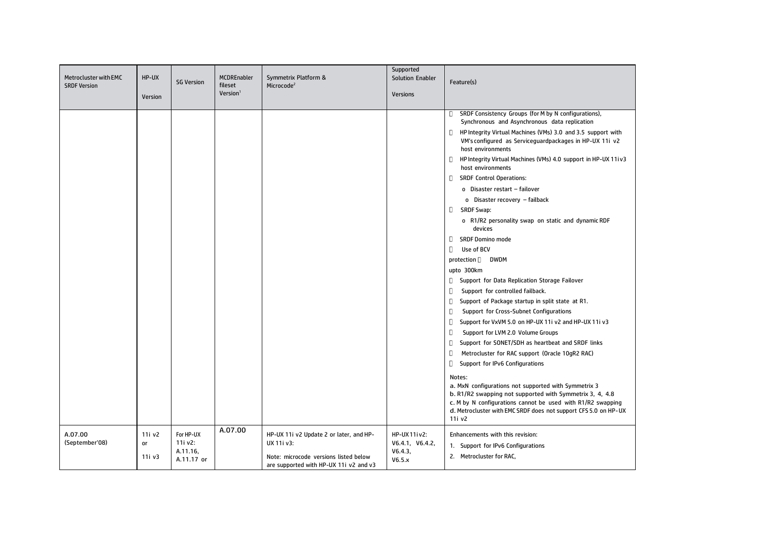| Metrocluster with EMC SRDF Version | HP-UX Version | SG Version | MCDREnabler fileset Version[1] | Symmetrix Platform & Microcode[2] | Supported Solution Enabler Versions | Feature(s) |
|---|---|---|---|---|---|---|
| | | | | | | SRDF Consistency Groups (for M by N configurations), Synchronous and Asynchronous data replication<br>HP Integrity Virtual Machines (VMs) 3.0 and 3.5 support with VM's configured as Serviceguardpackages in HP-UX 11i v2 host environments<br>HP Integrity Virtual Machines (VMs) 4.0 support in HP-UX 11iv3 host environments<br>SRDF Control Operations:<br>o Disaster restart – failover<br>o Disaster recovery – failback<br>SRDF Swap:<br>o R1/R2 personality swap on static and dynamic RDF devices<br>SRDF Domino mode<br>Use of BCV<br>protection DWDM<br>upto 300km<br>Support for Data Replication Storage Failover<br>Support for controlled failback.<br>Support of Package startup in split state at R1.<br>Support for Cross-Subnet Configurations<br>Support for VxVM 5.0 on HP-UX 11i v2 and HP-UX 11i v3<br>Support for LVM 2.0 Volume Groups<br>Support for SONET/SDH as heartbeat and SRDF links<br>Metrocluster for RAC support (Oracle 10gR2 RAC)<br>Support for IPv6 Configurations<br><br>Notes:<br>a. MxN configurations not supported with Symmetrix 3<br>b. R1/R2 swapping not supported with Symmetrix 3, 4, 4.8<br>c. M by N configurations cannot be used with R1/R2 swapping<br>d. Metrocluster with EMC SRDF does not support CFS 5.0 on HP-UX 11i v2 |
| A.07.00 (September'08) | 11i v2 or 11i v3 | For HP-UX 11i v2: A.11.16, A.11.17 or | A.07.00 | HP-UX 11i v2 Update 2 or later, and HP-UX 11i v3:<br><br>Note: microcode versions listed below are supported with HP-UX 11i v2 and v3 | HP-UX 11i v2: V6.4.1, V6.4.2, V6.4.3, V6.5.x | Enhancements with this revision:<br>1. Support for IPv6 Configurations<br>2. Metrocluster for RAC, |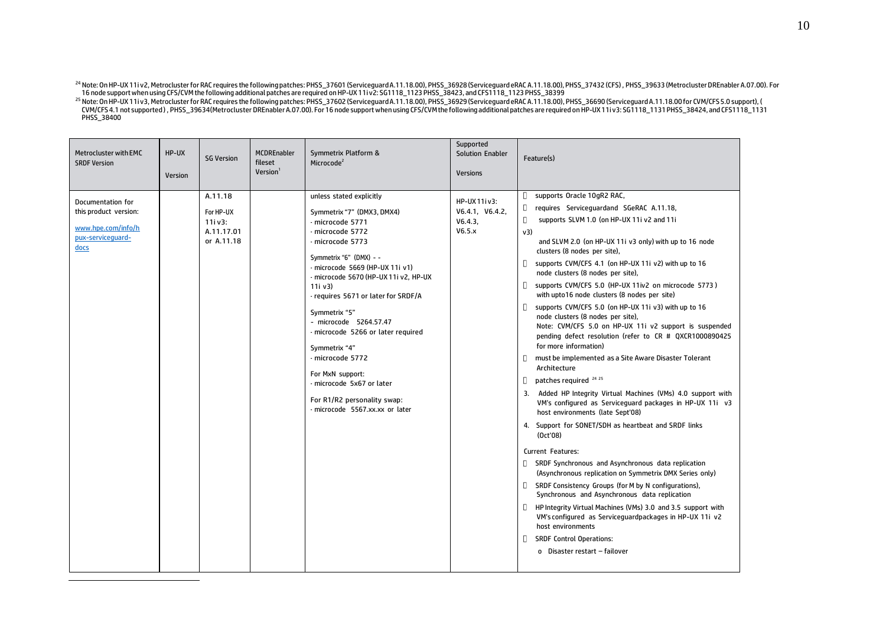[24] Note: On HP-UX 11i v2, Metrocluster for RAC requires the following patches: PHSS_37601 (Serviceguard A.11.18.00), PHSS_36928 (Serviceguard eRAC A.11.18.00), PHSS_37432 (CFS) , PHSS_39633 (Metrocluster DREnabler A.07.00). For 16 node support when using CFS/CVM the following additional patches are required on HP-UX 11i v2: SG1118_1123 PHSS_38423, and CFS1118_1123 PHSS_38399

[25] Note: On HP-UX 11i v3, Metrocluster for RAC requires the following patches: PHSS_37602 (Serviceguard A.11.18.00), PHSS_36929 (Serviceguard eRAC A.11.18.00), PHSS_36690 (Serviceguard A.11.18.00 for CVM/CFS 5.0 support), ( CVM/CFS 4.1 not supported ) , PHSS_39634(Metrocluster DREnabler A.07.00). For 16 node support when using CFS/CVM the following additional patches are required on HP-UX 11i v3: SG1118_1131 PHSS_38424, and CFS1118_1131 PHSS_38400

| Metrocluster with EMC SRDF Version | HP-UX Version | SG Version | MCDREnabler fileset Version[1] | Symmetrix Platform & Microcode[2] | Supported Solution Enabler Versions | Feature(s) |
|---|---|---|---|---|---|---|
| Documentation for this product version:<br>www.hpe.com/info/hpux-serviceguard-docs | | A.11.18<br>For HP-UX 11i v3: A.11.17.01 or A.11.18 | | unless stated explicitly<br><br>Symmetrix "7" (DMX3, DMX4)<br>- microcode 5771<br>- microcode 5772<br>- microcode 5773<br><br>Symmetrix "6" (DMX) - -<br>- microcode 5669 (HP-UX 11i v1)<br>- microcode 5670 (HP-UX 11i v2, HP-UX 11i v3)<br>- requires 5671 or later for SRDF/A<br><br>Symmetrix "5"<br>- microcode 5264.57.47<br>- microcode 5266 or later required<br><br>Symmetrix "4"<br>- microcode 5772<br><br>For MxN support:<br>- microcode 5x67 or later<br><br>For R1/R2 personality swap:<br>- microcode 5567.xx.xx or later | HP-UX 11i v3:<br>V6.4.1, V6.4.2, V6.4.3, V6.5.x | supports Oracle 10gR2 RAC,<br>requires Serviceguardand SGeRAC A.11.18,<br>supports SLVM 1.0 (on HP-UX 11i v2 and 11i v3) and SLVM 2.0 (on HP-UX 11i v3 only) with up to 16 node clusters (8 nodes per site),<br>supports CVM/CFS 4.1 (on HP-UX 11i v2) with up to 16 node clusters (8 nodes per site),<br>supports CVM/CFS 5.0 (HP-UX 11iv2 on microcode 5773 ) with upto16 node clusters (8 nodes per site)<br>supports CVM/CFS 5.0 (on HP-UX 11i v3) with up to 16 node clusters (8 nodes per site),<br>Note: CVM/CFS 5.0 on HP-UX 11i v2 support is suspended pending defect resolution (refer to CR # QXCR1000890425 for more information)<br>must be implemented as a Site Aware Disaster Tolerant Architecture<br>patches required [24 25]<br>3. Added HP Integrity Virtual Machines (VMs) 4.0 support with VM's configured as Serviceguard packages in HP-UX 11i v3 host environments (late Sept'08)<br>4. Support for SONET/SDH as heartbeat and SRDF links (Oct'08)<br><br>Current Features:<br>SRDF Synchronous and Asynchronous data replication (Asynchronous replication on Symmetrix DMX Series only)<br>SRDF Consistency Groups (for M by N configurations), Synchronous and Asynchronous data replication<br>HP Integrity Virtual Machines (VMs) 3.0 and 3.5 support with VM's configured as Serviceguardpackages in HP-UX 11i v2 host environments<br>SRDF Control Operations:<br>o Disaster restart – failover |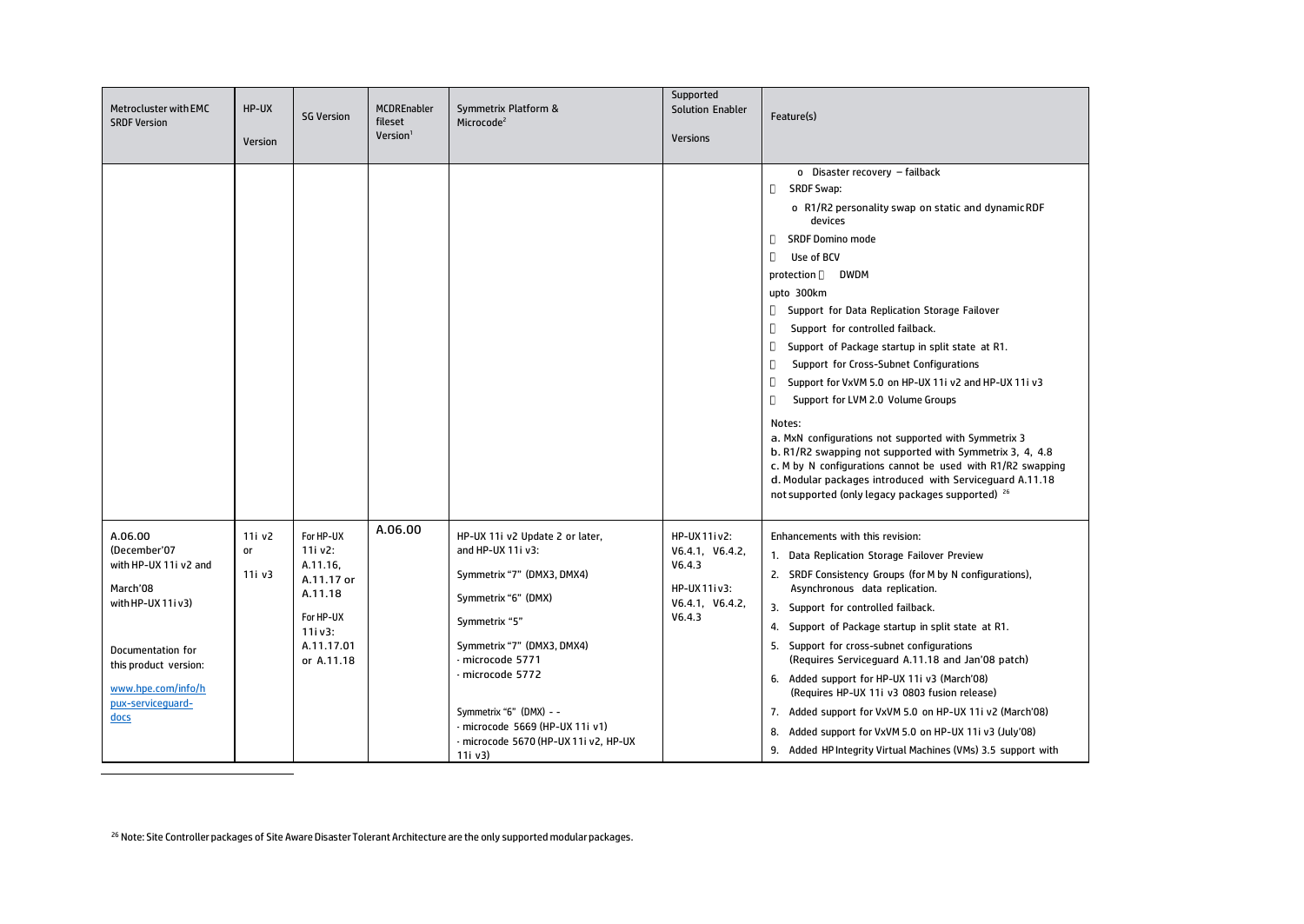| Metrocluster with EMC SRDF Version | HP-UX Version | SG Version | MCDREnabler fileset Version[1] | Symmetrix Platform & Microcode[2] | Supported Solution Enabler Versions | Feature(s) |
|---|---|---|---|---|---|---|
| | | | | | | o Disaster recovery – failback<br>SRDF Swap:<br>o R1/R2 personality swap on static and dynamic RDF devices<br>SRDF Domino mode<br>Use of BCV protection<br>DWDM upto 300km<br>Support for Data Replication Storage Failover<br>Support for controlled failback.<br>Support of Package startup in split state at R1.<br>Support for Cross-Subnet Configurations<br>Support for VxVM 5.0 on HP-UX 11i v2 and HP-UX 11i v3<br>Support for LVM 2.0 Volume Groups<br><br>Notes:<br>a. MxN configurations not supported with Symmetrix 3<br>b. R1/R2 swapping not supported with Symmetrix 3, 4, 4.8<br>c. M by N configurations cannot be used with R1/R2 swapping<br>d. Modular packages introduced with Serviceguard A.11.18 not supported (only legacy packages supported) [26] |
| A.06.00 (December'07 with HP-UX 11i v2 and March'08 with HP-UX 11i v3)<br><br>Documentation for this product version:<br>[www.hpe.com/info/hpux-serviceguard-docs](http://www.hpe.com/info/hpux-serviceguard-docs) | 11i v2 or 11i v3 | For HP-UX 11i v2: A.11.16, A.11.17 or A.11.18<br><br>For HP-UX 11i v3: A.11.17.01 or A.11.18 | A.06.00 | HP-UX 11i v2 Update 2 or later, and HP-UX 11i v3:<br><br>Symmetrix "7" (DMX3, DMX4)<br><br>Symmetrix "6" (DMX)<br><br>Symmetrix "5"<br><br>Symmetrix "7" (DMX3, DMX4)<br>- microcode 5771<br>- microcode 5772<br><br>Symmetrix "6" (DMX) - -<br>- microcode 5669 (HP-UX 11i v1)<br>- microcode 5670 (HP-UX 11i v2, HP-UX 11i v3) | HP-UX 11i v2: V6.4.1, V6.4.2, V6.4.3<br><br>HP-UX 11i v3: V6.4.1, V6.4.2, V6.4.3 | Enhancements with this revision:<br>1. Data Replication Storage Failover Preview<br>2. SRDF Consistency Groups (for M by N configurations), Asynchronous data replication.<br>3. Support for controlled failback.<br>4. Support of Package startup in split state at R1.<br>5. Support for cross-subnet configurations (Requires Serviceguard A.11.18 and Jan'08 patch)<br>6. Added support for HP-UX 11i v3 (March'08) (Requires HP-UX 11i v3 0803 fusion release)<br>7. Added support for VxVM 5.0 on HP-UX 11i v2 (March'08)<br>8. Added support for VxVM 5.0 on HP-UX 11i v3 (July'08)<br>9. Added HP Integrity Virtual Machines (VMs) 3.5 support with |

[26] Note: Site Controller packages of Site Aware Disaster Tolerant Architecture are the only supported modular packages.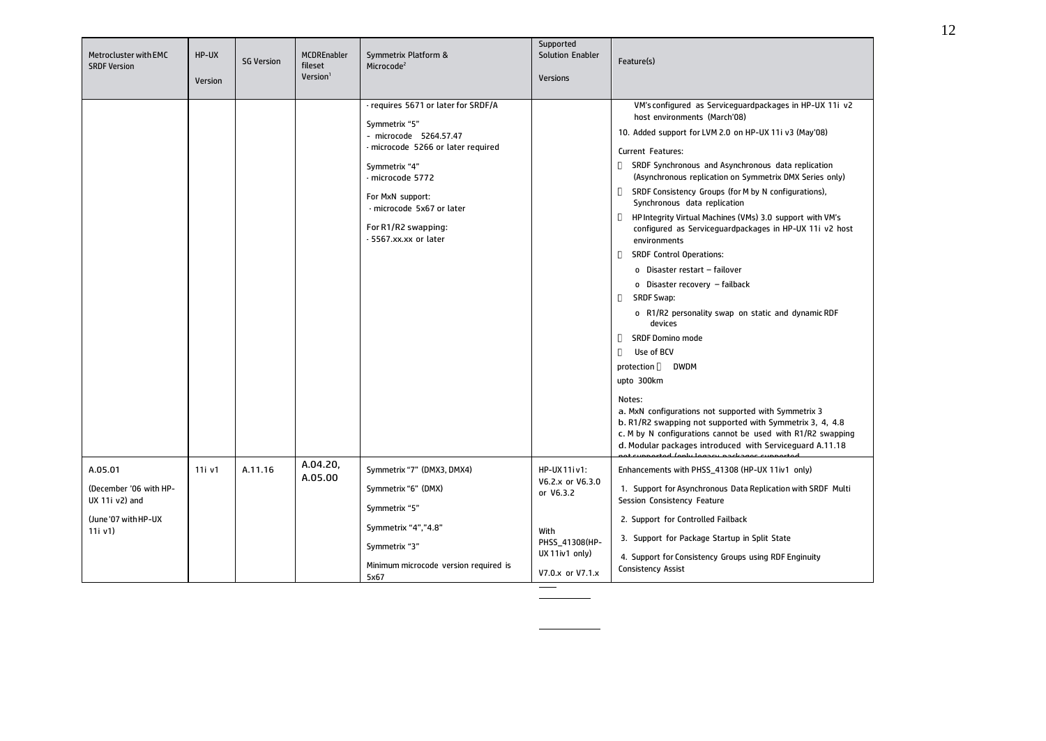| Metrocluster with EMC SRDF Version | HP-UX Version | SG Version | MCDREnabler fileset Version[1] | Symmetrix Platform & Microcode[2] | Supported Solution Enabler Versions | Feature(s) |
|---|---|---|---|---|---|---|
| | | | | · requires 5671 or later for SRDF/A<br><br>Symmetrix "5"<br>- microcode 5264.57.47<br>· microcode 5266 or later required<br><br>Symmetrix "4"<br>· microcode 5772<br><br>For MxN support:<br>· microcode 5x67 or later<br><br>For R1/R2 swapping:<br>· 5567.xx.xx or later | | VM's configured as Serviceguardpackages in HP-UX 11i v2 host environments (March'08)<br><br>10. Added support for LVM 2.0 on HP-UX 11i v3 (May'08)<br><br>Current Features:<br>- SRDF Synchronous and Asynchronous data replication (Asynchronous replication on Symmetrix DMX Series only)<br>- SRDF Consistency Groups (for M by N configurations), Synchronous data replication<br>- HP Integrity Virtual Machines (VMs) 3.0 support with VM's configured as Serviceguardpackages in HP-UX 11i v2 host environments<br>- SRDF Control Operations:<br>  o Disaster restart – failover<br>  o Disaster recovery – failback<br>- SRDF Swap:<br>  o R1/R2 personality swap on static and dynamic RDF devices<br>- SRDF Domino mode<br>- Use of BCV protection<br>- DWDM upto 300km<br><br>Notes:<br>a. MxN configurations not supported with Symmetrix 3<br>b. R1/R2 swapping not supported with Symmetrix 3, 4, 4.8<br>c. M by N configurations cannot be used with R1/R2 swapping<br>d. Modular packages introduced with Serviceguard A.11.18 not supported (only legacy packages supported) |
| A.05.01<br><br>(December '06 with HP-UX 11i v2) and<br><br>(June '07 with HP-UX 11i v1) | 11i v1 | A.11.16 | A.04.20, A.05.00 | Symmetrix "7" (DMX3, DMX4)<br><br>Symmetrix "6" (DMX)<br><br>Symmetrix "5"<br><br>Symmetrix "4","4.8"<br><br>Symmetrix "3"<br><br>Minimum microcode version required is 5x67 | HP-UX 11i v1: V6.2.x or V6.3.0 or V6.3.2<br><br>With PHSS_41308(HP-UX 11iv1 only)<br><br>V7.0.x or V7.1.x | Enhancements with PHSS_41308 (HP-UX 11iv1 only)<br><br>1. Support for Asynchronous Data Replication with SRDF Multi Session Consistency Feature<br><br>2. Support for Controlled Failback<br><br>3. Support for Package Startup in Split State<br><br>4. Support for Consistency Groups using RDF Enginuity Consistency Assist |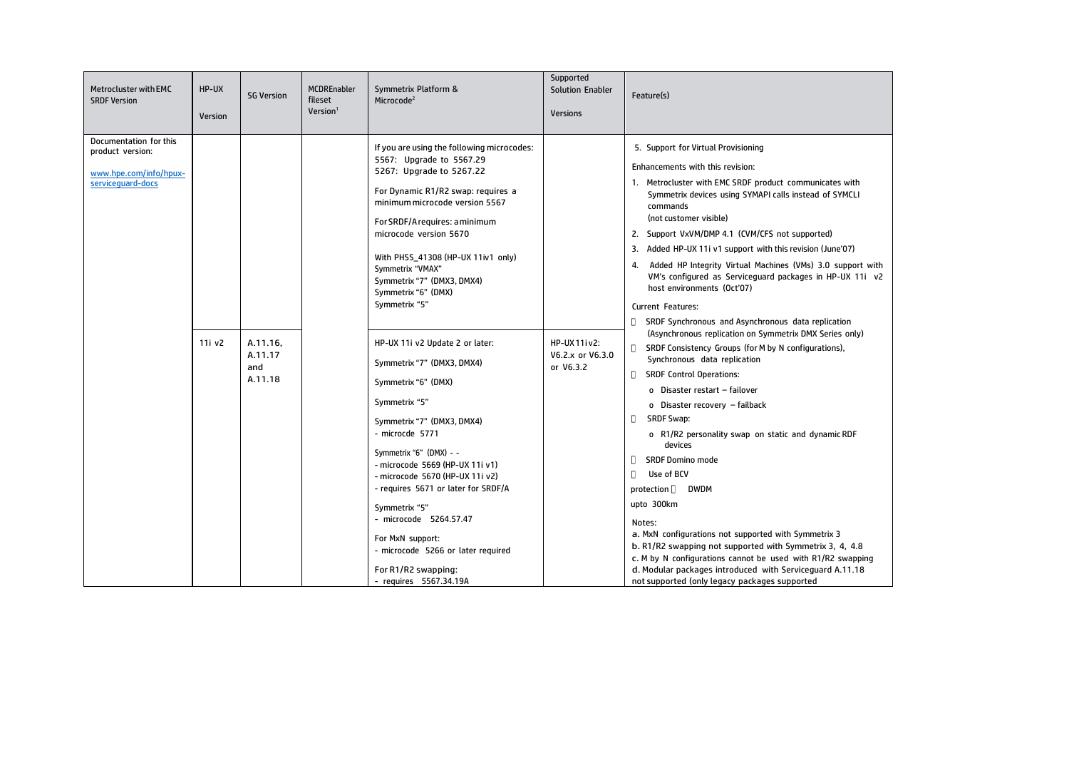| Metrocluster with EMC SRDF Version | HP-UX Version | SG Version | MCDREnabler fileset Version[1] | Symmetrix Platform & Microcode[2] | Supported Solution Enabler Versions | Feature(s) |
|---|---|---|---|---|---|---|
| Documentation for this product version:<br><br>www.hpe.com/info/hpux-serviceguard-docs | | | | If you are using the following microcodes:<br>5567: Upgrade to 5567.29<br>5267: Upgrade to 5267.22<br><br>For Dynamic R1/R2 swap: requires a minimum microcode version 5567<br><br>For SRDF/A requires: a minimum microcode version 5670<br><br>With PHSS_41308 (HP-UX 11iv1 only)<br>Symmetrix "VMAX"<br>Symmetrix "7" (DMX3, DMX4)<br>Symmetrix "6" (DMX)<br>Symmetrix "5" | | 5. Support for Virtual Provisioning<br><br>Enhancements with this revision:<br>1. Metrocluster with EMC SRDF product communicates with Symmetrix devices using SYMAPI calls instead of SYMCLI commands (not customer visible)<br>2. Support VxVM/DMP 4.1 (CVM/CFS not supported)<br>3. Added HP-UX 11i v1 support with this revision (June'07)<br>4. Added HP Integrity Virtual Machines (VMs) 3.0 support with VM's configured as Serviceguard packages in HP-UX 11i v2 host environments (Oct'07)<br><br>Current Features:<br>- SRDF Synchronous and Asynchronous data replication (Asynchronous replication on Symmetrix DMX Series only)<br>- SRDF Consistency Groups (for M by N configurations), Synchronous data replication<br>- SRDF Control Operations:<br>  - o Disaster restart – failover<br>  - o Disaster recovery – failback<br>- SRDF Swap:<br>  - o R1/R2 personality swap on static and dynamic RDF devices<br>- SRDF Domino mode<br>- Use of BCV<br>protection - DWDM upto 300km<br><br>Notes:<br>a. MxN configurations not supported with Symmetrix 3<br>b. R1/R2 swapping not supported with Symmetrix 3, 4, 4.8<br>c. M by N configurations cannot be used with R1/R2 swapping<br>d. Modular packages introduced with Serviceguard A.11.18 not supported (only legacy packages supported |
| | 11i v2 | A.11.16, A.11.17 and A.11.18 | | HP-UX 11i v2 Update 2 or later:<br><br>Symmetrix "7" (DMX3, DMX4)<br><br>Symmetrix "6" (DMX)<br><br>Symmetrix "5"<br><br>Symmetrix "7" (DMX3, DMX4)<br>- microcde 5771<br><br>Symmetrix "6" (DMX) - -<br>- microcode 5669 (HP-UX 11i v1)<br>- microcode 5670 (HP-UX 11i v2)<br>- requires 5671 or later for SRDF/A<br><br>Symmetrix "5"<br>- microcode 5264.57.47<br><br>For MxN support:<br>- microcode 5266 or later required<br><br>For R1/R2 swapping:<br>- requires 5567.34.19A | HP-UX 11i v2:<br>V6.2.x or V6.3.0 or V6.3.2 | |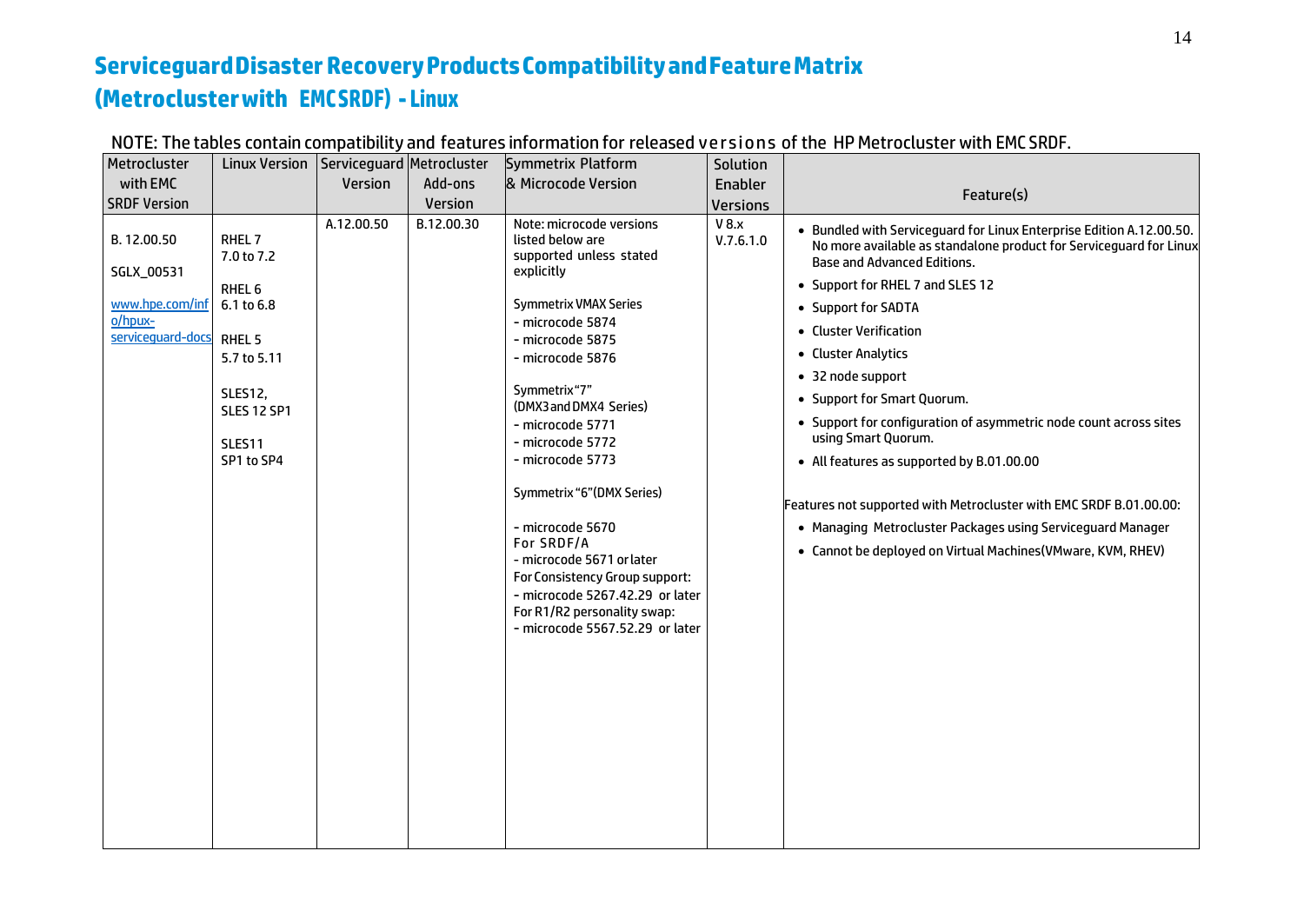# Serviceguard Disaster Recovery Products Compatibility and Feature Matrix (Metrocluster with EMC SRDF) - Linux

NOTE: The tables contain compatibility and features information for released versions of the HP Metrocluster with EMC SRDF.

| Metrocluster with EMC SRDF Version | Linux Version | Serviceguard Version | Metrocluster Add-ons Version | Symmetrix Platform & Microcode Version | Solution Enabler Versions | Feature(s) |
|---|---|---|---|---|---|---|
| B. 12.00.50<br><br>SGLX_00531<br><br>www.hpe.com/info/hpux-serviceguard-docs | RHEL 7<br>7.0 to 7.2<br><br>RHEL 6<br>6.1 to 6.8<br><br>RHEL 5<br>5.7 to 5.11<br><br>SLES12,<br>SLES 12 SP1<br><br>SLES11<br>SP1 to SP4 | A.12.00.50 | B.12.00.30 | Note: microcode versions listed below are supported unless stated explicitly<br><br>Symmetrix VMAX Series<br>- microcode 5874<br>- microcode 5875<br>- microcode 5876<br><br>Symmetrix "7"<br>(DMX3 and DMX4 Series)<br>- microcode 5771<br>- microcode 5772<br>- microcode 5773<br><br>Symmetrix "6"(DMX Series)<br><br>- microcode 5670<br>For SRDF/A<br>- microcode 5671 or later<br>For Consistency Group support:<br>- microcode 5267.42.29 or later<br>For R1/R2 personality swap:<br>- microcode 5567.52.29 or later | V 8.x<br>V.7.6.1.0 | • Bundled with Serviceguard for Linux Enterprise Edition A.12.00.50. No more available as standalone product for Serviceguard for Linux Base and Advanced Editions.<br>• Support for RHEL 7 and SLES 12<br>• Support for SADTA<br>• Cluster Verification<br>• Cluster Analytics<br>• 32 node support<br>• Support for Smart Quorum.<br>• Support for configuration of asymmetric node count across sites using Smart Quorum.<br>• All features as supported by B.01.00.00<br><br>Features not supported with Metrocluster with EMC SRDF B.01.00.00:<br>• Managing Metrocluster Packages using Serviceguard Manager<br>• Cannot be deployed on Virtual Machines(VMware, KVM, RHEV) |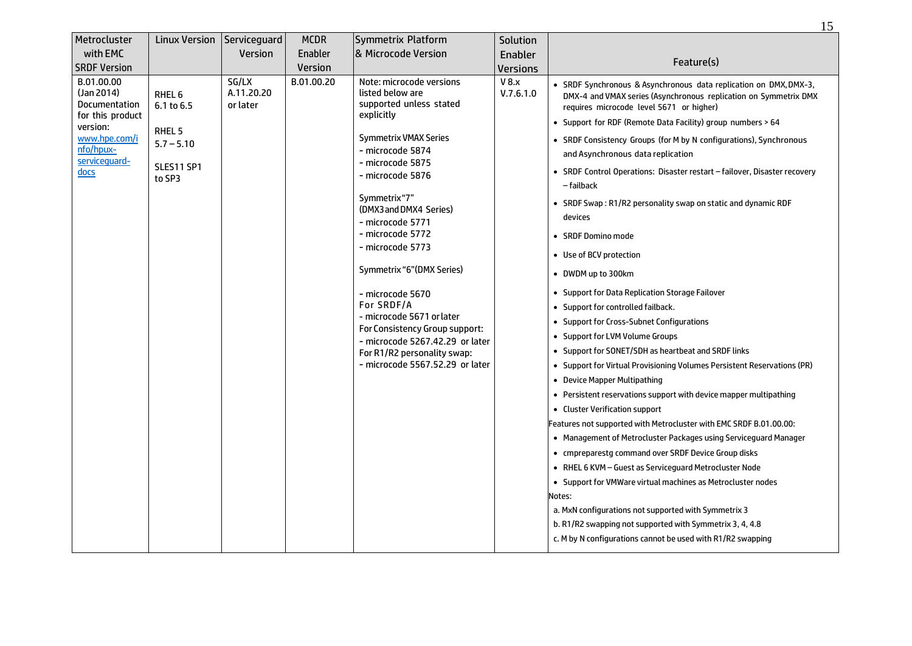| Metrocluster with EMC SRDF Version | Linux Version | Serviceguard Version | MCDR Enabler Version | Symmetrix Platform & Microcode Version | Solution Enabler Versions | Feature(s) |
|---|---|---|---|---|---|---|
| B.01.00.00 (Jan 2014)<br>Documentation for this product version: [www.hpe.com/info/hpux-serviceguard-docs](www.hpe.com/info/hpux-serviceguard-docs) | RHEL 6<br>6.1 to 6.5<br><br>RHEL 5<br>5.7 – 5.10<br><br>SLES11 SP1 to SP3 | SG/LX A.11.20.20 or later | B.01.00.20 | Note: microcode versions listed below are supported unless stated explicitly<br><br>Symmetrix VMAX Series<br>- microcode 5874<br>- microcode 5875<br>- microcode 5876<br><br>Symmetrix "7" (DMX3 and DMX4 Series)<br>- microcode 5771<br>- microcode 5772<br>- microcode 5773<br><br>Symmetrix "6"(DMX Series)<br><br>- microcode 5670<br>For SRDF/A<br>- microcode 5671 or later<br>For Consistency Group support:<br>- microcode 5267.42.29 or later<br>For R1/R2 personality swap:<br>- microcode 5567.52.29 or later | V 8.x<br>V.7.6.1.0 | • SRDF Synchronous & Asynchronous data replication on DMX, DMX-3, DMX-4 and VMAX series (Asynchronous replication on Symmetrix DMX requires microcode level 5671 or higher)<br>• Support for RDF (Remote Data Facility) group numbers > 64<br>• SRDF Consistency Groups (for M by N configurations), Synchronous and Asynchronous data replication<br>• SRDF Control Operations: Disaster restart – failover, Disaster recovery – failback<br>• SRDF Swap : R1/R2 personality swap on static and dynamic RDF devices<br>• SRDF Domino mode<br>• Use of BCV protection<br>• DWDM up to 300km<br>• Support for Data Replication Storage Failover<br>• Support for controlled failback.<br>• Support for Cross-Subnet Configurations<br>• Support for LVM Volume Groups<br>• Support for SONET/SDH as heartbeat and SRDF links<br>• Support for Virtual Provisioning Volumes Persistent Reservations (PR)<br>• Device Mapper Multipathing<br>• Persistent reservations support with device mapper multipathing<br>• Cluster Verification support<br>Features not supported with Metrocluster with EMC SRDF B.01.00.00:<br>• Management of Metrocluster Packages using Serviceguard Manager<br>• cmpreparestg command over SRDF Device Group disks<br>• RHEL 6 KVM – Guest as Serviceguard Metrocluster Node<br>• Support for VMWare virtual machines as Metrocluster nodes<br>Notes:<br>a. MxN configurations not supported with Symmetrix 3<br>b. R1/R2 swapping not supported with Symmetrix 3, 4, 4.8<br>c. M by N configurations cannot be used with R1/R2 swapping |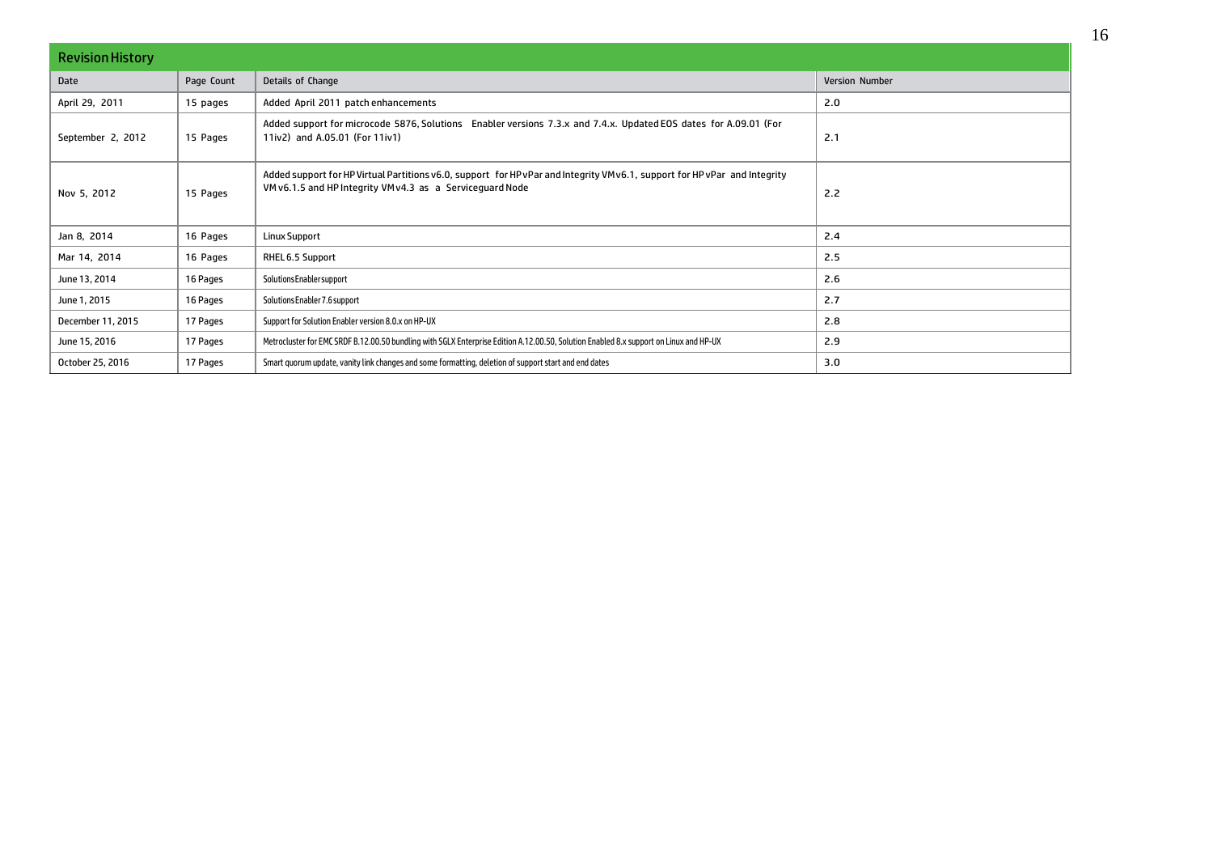## Revision History

| Date | Page Count | Details of Change | Version Number |
|---|---|---|---|
| April 29, 2011 | 15 pages | Added April 2011 patch enhancements | 2.0 |
| September 2, 2012 | 15 Pages | Added support for microcode 5876, Solutions Enabler versions 7.3.x and 7.4.x. Updated EOS dates for A.09.01 (For 11iv2) and A.05.01 (For 11iv1) | 2.1 |
| Nov 5, 2012 | 15 Pages | Added support for HP Virtual Partitions v6.0, support for HP vPar and Integrity VM v6.1, support for HP vPar and Integrity VM v6.1.5 and HP Integrity VM v4.3 as a Serviceguard Node | 2.2 |
| Jan 8, 2014 | 16 Pages | Linux Support | 2.4 |
| Mar 14, 2014 | 16 Pages | RHEL 6.5 Support | 2.5 |
| June 13, 2014 | 16 Pages | Solutions Enabler support | 2.6 |
| June 1, 2015 | 16 Pages | Solutions Enabler 7.6 support | 2.7 |
| December 11, 2015 | 17 Pages | Support for Solution Enabler version 8.0.x on HP-UX | 2.8 |
| June 15, 2016 | 17 Pages | Metrocluster for EMC SRDF B.12.00.50 bundling with SGLX Enterprise Edition A.12.00.50, Solution Enabled 8.x support on Linux and HP-UX | 2.9 |
| October 25, 2016 | 17 Pages | Smart quorum update, vanity link changes and some formatting, deletion of support start and end dates | 3.0 |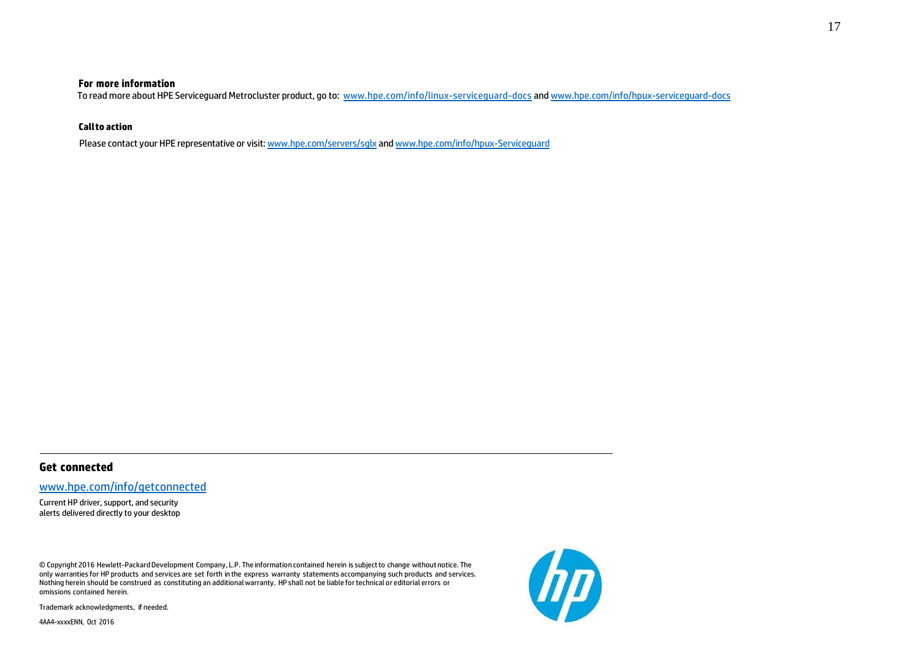### For more information

To read more about HPE Serviceguard Metrocluster product, go to: [www.hpe.com/info/linux-serviceguard-docs](http://www.hpe.com/info/linux-serviceguard-docs) and [www.hpe.com/info/hpux-serviceguard-docs](http://www.hpe.com/info/hpux-serviceguard-docs)

### Call to action

Please contact your HPE representative or visit: [www.hpe.com/servers/sglx](http://www.hpe.com/servers/sglx) and [www.hpe.com/info/hpux-Serviceguard](http://www.hpe.com/info/hpux-Serviceguard)

---

## Get connected

[www.hpe.com/info/getconnected](http://www.hpe.com/info/getconnected)

Current HP driver, support, and security alerts delivered directly to your desktop

© Copyright 2016 Hewlett-Packard Development Company, L.P. The information contained herein is subject to change without notice. The only warranties for HP products and services are set forth in the express warranty statements accompanying such products and services. Nothing herein should be construed as constituting an additional warranty. HP shall not be liable for technical or editorial errors or omissions contained herein.

Trademark acknowledgments, if needed.

4AA4-xxxxENN, Oct 2016